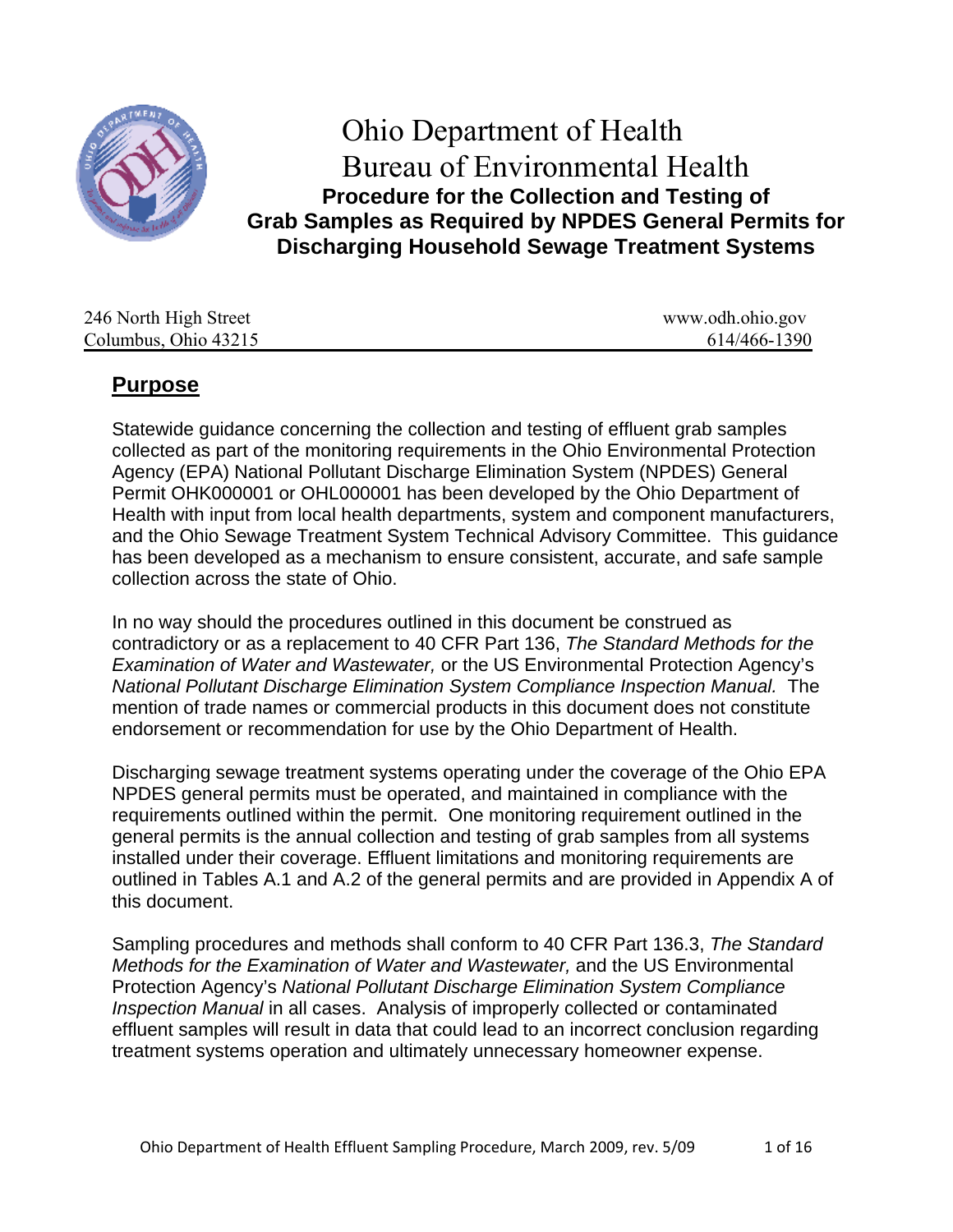# Ohio Department of Health
# Bureau of Environmental Health

## Procedure for the Collection and Testing of Grab Samples as Required by NPDES General Permits for Discharging Household Sewage Treatment Systems

| | |
|---|---|
| 246 North High Street | www.odh.ohio.gov |
| Columbus, Ohio 43215 | 614/466-1390 |

## Purpose

Statewide guidance concerning the collection and testing of effluent grab samples collected as part of the monitoring requirements in the Ohio Environmental Protection Agency (EPA) National Pollutant Discharge Elimination System (NPDES) General Permit OHK000001 or OHL000001 has been developed by the Ohio Department of Health with input from local health departments, system and component manufacturers, and the Ohio Sewage Treatment System Technical Advisory Committee. This guidance has been developed as a mechanism to ensure consistent, accurate, and safe sample collection across the state of Ohio.

In no way should the procedures outlined in this document be construed as contradictory or as a replacement to 40 CFR Part 136, *The Standard Methods for the Examination of Water and Wastewater,* or the US Environmental Protection Agency's *National Pollutant Discharge Elimination System Compliance Inspection Manual.* The mention of trade names or commercial products in this document does not constitute endorsement or recommendation for use by the Ohio Department of Health.

Discharging sewage treatment systems operating under the coverage of the Ohio EPA NPDES general permits must be operated, and maintained in compliance with the requirements outlined within the permit. One monitoring requirement outlined in the general permits is the annual collection and testing of grab samples from all systems installed under their coverage. Effluent limitations and monitoring requirements are outlined in Tables A.1 and A.2 of the general permits and are provided in Appendix A of this document.

Sampling procedures and methods shall conform to 40 CFR Part 136.3, *The Standard Methods for the Examination of Water and Wastewater,* and the US Environmental Protection Agency's *National Pollutant Discharge Elimination System Compliance Inspection Manual* in all cases. Analysis of improperly collected or contaminated effluent samples will result in data that could lead to an incorrect conclusion regarding treatment systems operation and ultimately unnecessary homeowner expense.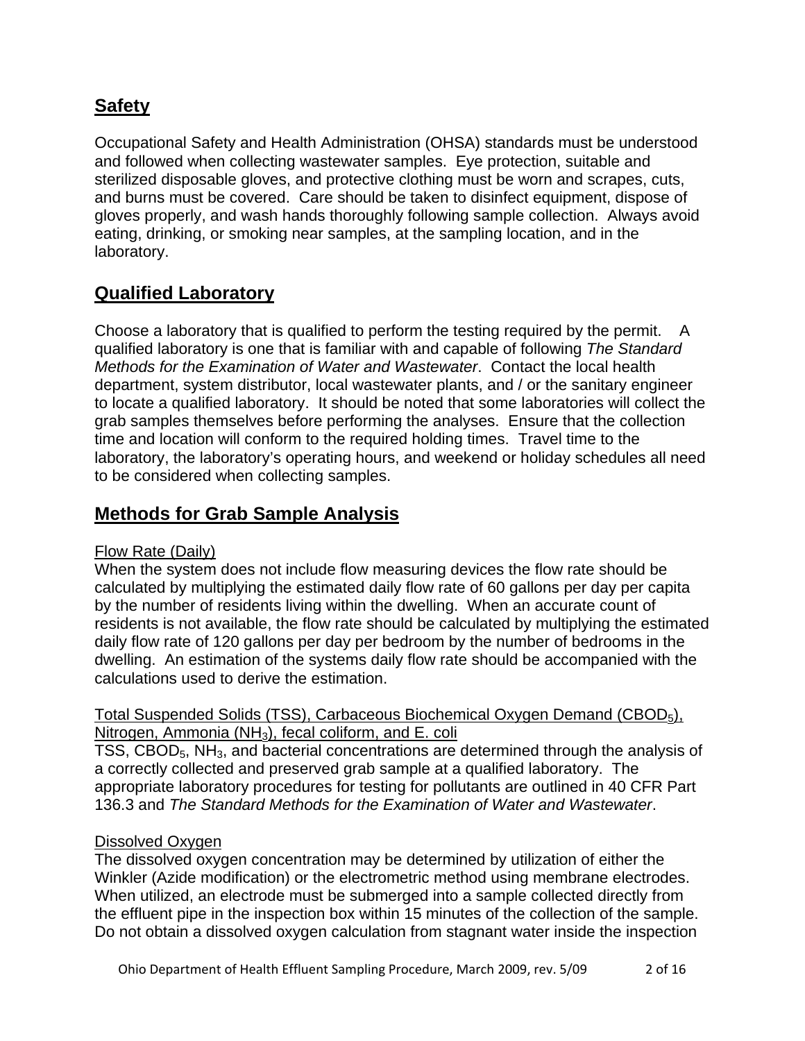## Safety

Occupational Safety and Health Administration (OHSA) standards must be understood and followed when collecting wastewater samples. Eye protection, suitable and sterilized disposable gloves, and protective clothing must be worn and scrapes, cuts, and burns must be covered. Care should be taken to disinfect equipment, dispose of gloves properly, and wash hands thoroughly following sample collection. Always avoid eating, drinking, or smoking near samples, at the sampling location, and in the laboratory.

## Qualified Laboratory

Choose a laboratory that is qualified to perform the testing required by the permit. A qualified laboratory is one that is familiar with and capable of following *The Standard Methods for the Examination of Water and Wastewater*. Contact the local health department, system distributor, local wastewater plants, and / or the sanitary engineer to locate a qualified laboratory. It should be noted that some laboratories will collect the grab samples themselves before performing the analyses. Ensure that the collection time and location will conform to the required holding times. Travel time to the laboratory, the laboratory's operating hours, and weekend or holiday schedules all need to be considered when collecting samples.

## Methods for Grab Sample Analysis

Flow Rate (Daily)

When the system does not include flow measuring devices the flow rate should be calculated by multiplying the estimated daily flow rate of 60 gallons per day per capita by the number of residents living within the dwelling. When an accurate count of residents is not available, the flow rate should be calculated by multiplying the estimated daily flow rate of 120 gallons per day per bedroom by the number of bedrooms in the dwelling. An estimation of the systems daily flow rate should be accompanied with the calculations used to derive the estimation.

Total Suspended Solids (TSS), Carbaceous Biochemical Oxygen Demand ($CBOD_5$), Nitrogen, Ammonia ($NH_3$), fecal coliform, and E. coli

TSS, $CBOD_5$, $NH_3$, and bacterial concentrations are determined through the analysis of a correctly collected and preserved grab sample at a qualified laboratory. The appropriate laboratory procedures for testing for pollutants are outlined in 40 CFR Part 136.3 and *The Standard Methods for the Examination of Water and Wastewater*.

Dissolved Oxygen

The dissolved oxygen concentration may be determined by utilization of either the Winkler (Azide modification) or the electrometric method using membrane electrodes. When utilized, an electrode must be submerged into a sample collected directly from the effluent pipe in the inspection box within 15 minutes of the collection of the sample. Do not obtain a dissolved oxygen calculation from stagnant water inside the inspection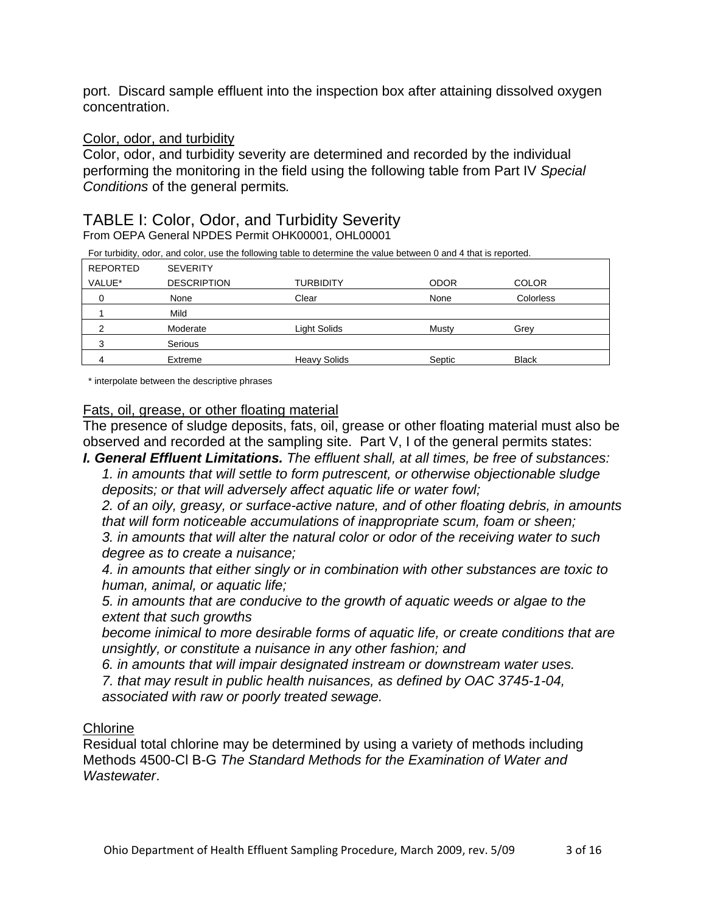port. Discard sample effluent into the inspection box after attaining dissolved oxygen concentration.

## Color, odor, and turbidity

Color, odor, and turbidity severity are determined and recorded by the individual performing the monitoring in the field using the following table from Part IV *Special Conditions* of the general permits.

## TABLE I: Color, Odor, and Turbidity Severity

From OEPA General NPDES Permit OHK00001, OHL00001

For turbidity, odor, and color, use the following table to determine the value between 0 and 4 that is reported.

| REPORTED VALUE* | SEVERITY DESCRIPTION | TURBIDITY | ODOR | COLOR |
|---|---|---|---|---|
| 0 | None | Clear | None | Colorless |
| 1 | Mild | | | |
| 2 | Moderate | Light Solids | Musty | Grey |
| 3 | Serious | | | |
| 4 | Extreme | Heavy Solids | Septic | Black |

\* interpolate between the descriptive phrases

## Fats, oil, grease, or other floating material

The presence of sludge deposits, fats, oil, grease or other floating material must also be observed and recorded at the sampling site. Part V, I of the general permits states:

***I. General Effluent Limitations.*** *The effluent shall, at all times, be free of substances:*

*1. in amounts that will settle to form putrescent, or otherwise objectionable sludge deposits; or that will adversely affect aquatic life or water fowl;*

*2. of an oily, greasy, or surface-active nature, and of other floating debris, in amounts that will form noticeable accumulations of inappropriate scum, foam or sheen;*

*3. in amounts that will alter the natural color or odor of the receiving water to such degree as to create a nuisance;*

*4. in amounts that either singly or in combination with other substances are toxic to human, animal, or aquatic life;*

*5. in amounts that are conducive to the growth of aquatic weeds or algae to the extent that such growths*
*become inimical to more desirable forms of aquatic life, or create conditions that are unsightly, or constitute a nuisance in any other fashion; and*

*6. in amounts that will impair designated instream or downstream water uses.*

*7. that may result in public health nuisances, as defined by OAC 3745-1-04, associated with raw or poorly treated sewage.*

## Chlorine

Residual total chlorine may be determined by using a variety of methods including Methods 4500-Cl B-G *The Standard Methods for the Examination of Water and Wastewater*.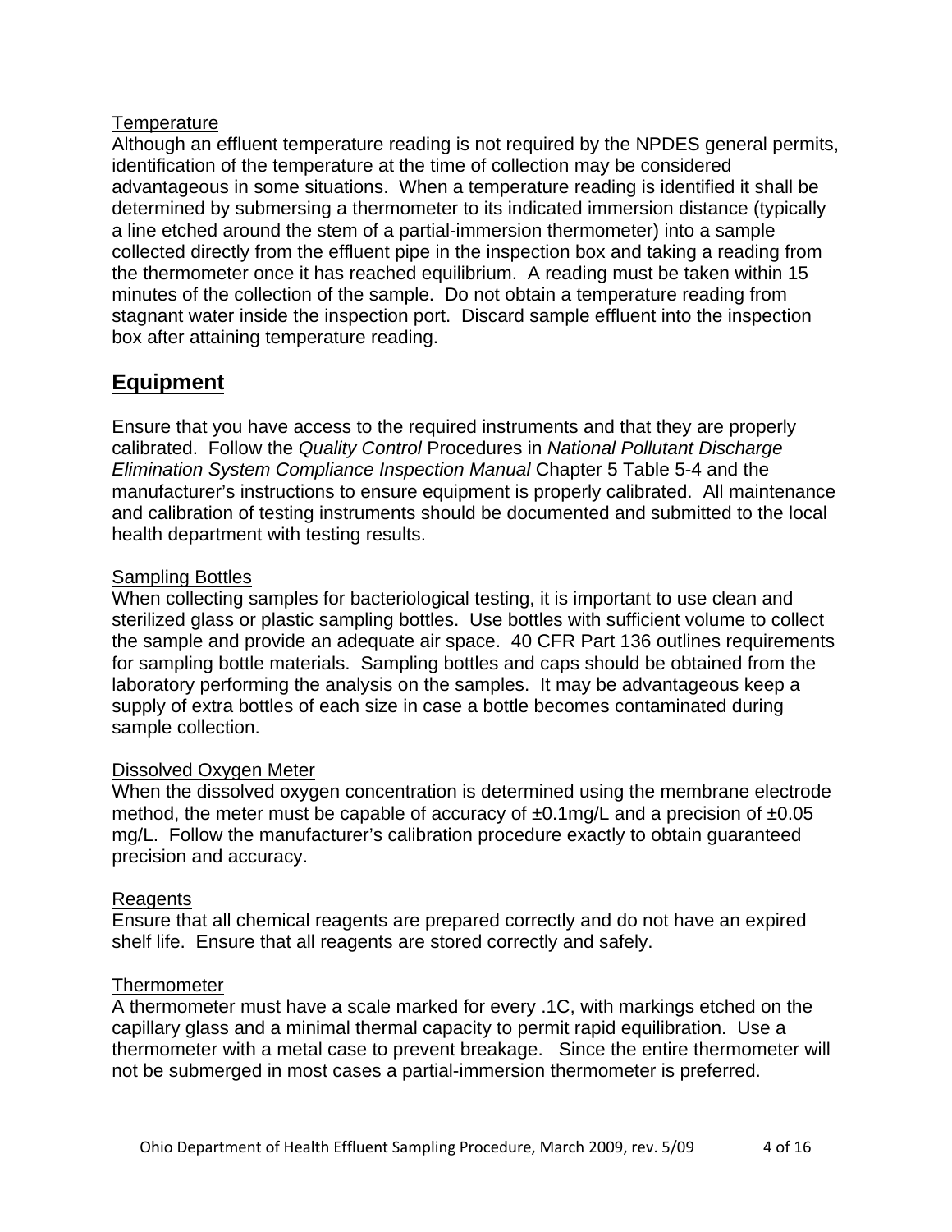### Temperature

Although an effluent temperature reading is not required by the NPDES general permits, identification of the temperature at the time of collection may be considered advantageous in some situations. When a temperature reading is identified it shall be determined by submersing a thermometer to its indicated immersion distance (typically a line etched around the stem of a partial-immersion thermometer) into a sample collected directly from the effluent pipe in the inspection box and taking a reading from the thermometer once it has reached equilibrium. A reading must be taken within 15 minutes of the collection of the sample. Do not obtain a temperature reading from stagnant water inside the inspection port. Discard sample effluent into the inspection box after attaining temperature reading.

## Equipment

Ensure that you have access to the required instruments and that they are properly calibrated. Follow the *Quality Control* Procedures in *National Pollutant Discharge Elimination System Compliance Inspection Manual* Chapter 5 Table 5-4 and the manufacturer's instructions to ensure equipment is properly calibrated. All maintenance and calibration of testing instruments should be documented and submitted to the local health department with testing results.

### Sampling Bottles

When collecting samples for bacteriological testing, it is important to use clean and sterilized glass or plastic sampling bottles. Use bottles with sufficient volume to collect the sample and provide an adequate air space. 40 CFR Part 136 outlines requirements for sampling bottle materials. Sampling bottles and caps should be obtained from the laboratory performing the analysis on the samples. It may be advantageous keep a supply of extra bottles of each size in case a bottle becomes contaminated during sample collection.

### Dissolved Oxygen Meter

When the dissolved oxygen concentration is determined using the membrane electrode method, the meter must be capable of accuracy of ±0.1mg/L and a precision of ±0.05 mg/L. Follow the manufacturer's calibration procedure exactly to obtain guaranteed precision and accuracy.

### Reagents

Ensure that all chemical reagents are prepared correctly and do not have an expired shelf life. Ensure that all reagents are stored correctly and safely.

### Thermometer

A thermometer must have a scale marked for every .1C, with markings etched on the capillary glass and a minimal thermal capacity to permit rapid equilibration. Use a thermometer with a metal case to prevent breakage. Since the entire thermometer will not be submerged in most cases a partial-immersion thermometer is preferred.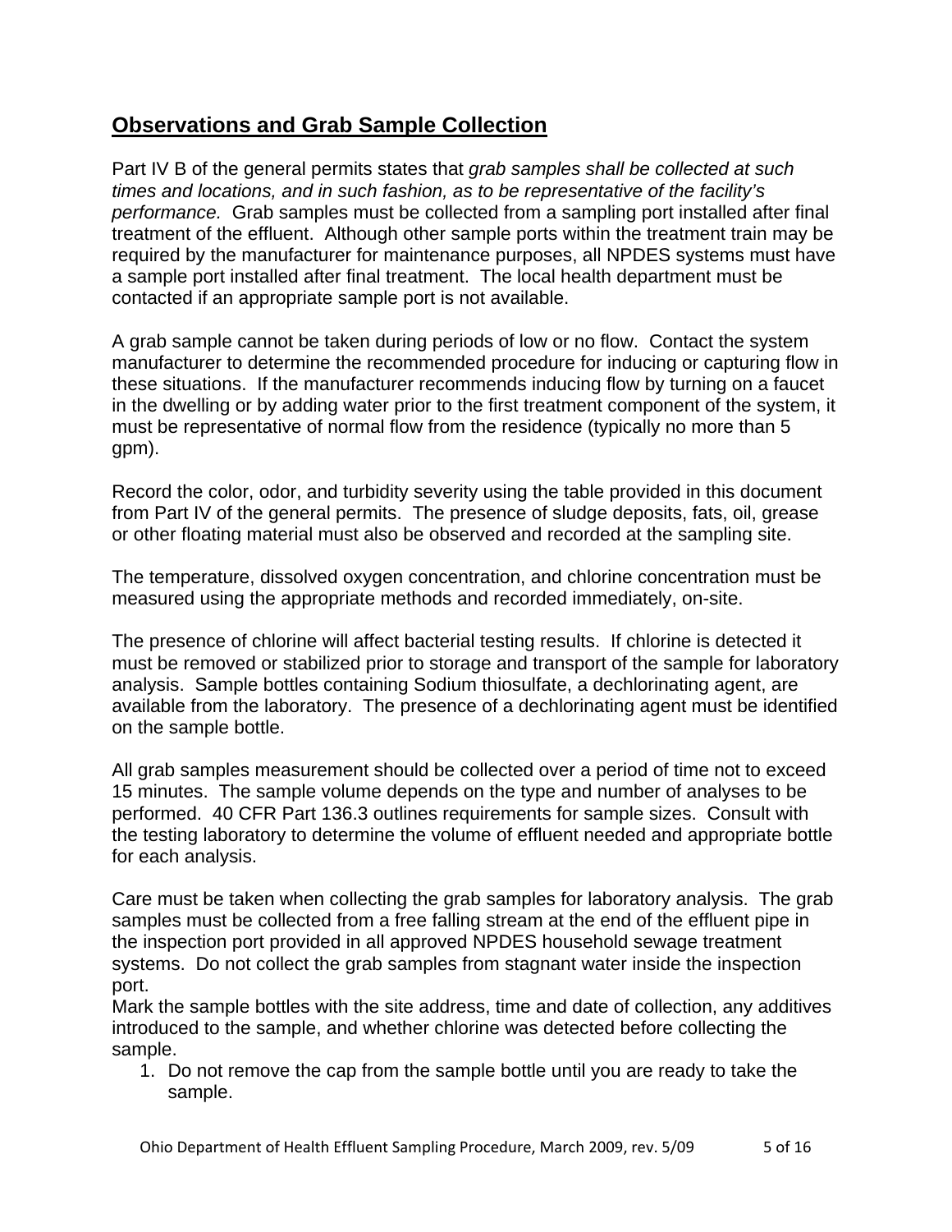## **Observations and Grab Sample Collection**

Part IV B of the general permits states that *grab samples shall be collected at such times and locations, and in such fashion, as to be representative of the facility's performance.* Grab samples must be collected from a sampling port installed after final treatment of the effluent. Although other sample ports within the treatment train may be required by the manufacturer for maintenance purposes, all NPDES systems must have a sample port installed after final treatment. The local health department must be contacted if an appropriate sample port is not available.

A grab sample cannot be taken during periods of low or no flow. Contact the system manufacturer to determine the recommended procedure for inducing or capturing flow in these situations. If the manufacturer recommends inducing flow by turning on a faucet in the dwelling or by adding water prior to the first treatment component of the system, it must be representative of normal flow from the residence (typically no more than 5 gpm).

Record the color, odor, and turbidity severity using the table provided in this document from Part IV of the general permits. The presence of sludge deposits, fats, oil, grease or other floating material must also be observed and recorded at the sampling site.

The temperature, dissolved oxygen concentration, and chlorine concentration must be measured using the appropriate methods and recorded immediately, on-site.

The presence of chlorine will affect bacterial testing results. If chlorine is detected it must be removed or stabilized prior to storage and transport of the sample for laboratory analysis. Sample bottles containing Sodium thiosulfate, a dechlorinating agent, are available from the laboratory. The presence of a dechlorinating agent must be identified on the sample bottle.

All grab samples measurement should be collected over a period of time not to exceed 15 minutes. The sample volume depends on the type and number of analyses to be performed. 40 CFR Part 136.3 outlines requirements for sample sizes. Consult with the testing laboratory to determine the volume of effluent needed and appropriate bottle for each analysis.

Care must be taken when collecting the grab samples for laboratory analysis. The grab samples must be collected from a free falling stream at the end of the effluent pipe in the inspection port provided in all approved NPDES household sewage treatment systems. Do not collect the grab samples from stagnant water inside the inspection port.

Mark the sample bottles with the site address, time and date of collection, any additives introduced to the sample, and whether chlorine was detected before collecting the sample.

1. Do not remove the cap from the sample bottle until you are ready to take the sample.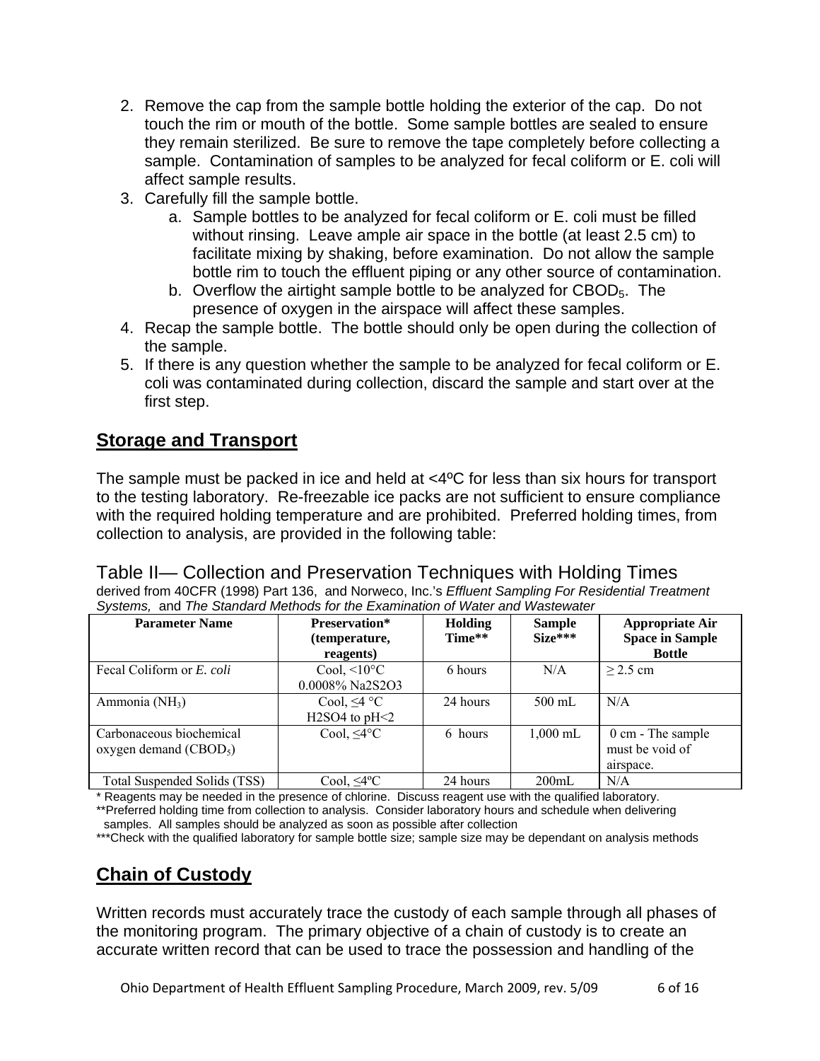2. Remove the cap from the sample bottle holding the exterior of the cap. Do not touch the rim or mouth of the bottle. Some sample bottles are sealed to ensure they remain sterilized. Be sure to remove the tape completely before collecting a sample. Contamination of samples to be analyzed for fecal coliform or E. coli will affect sample results.
3. Carefully fill the sample bottle.
    a. Sample bottles to be analyzed for fecal coliform or E. coli must be filled without rinsing. Leave ample air space in the bottle (at least 2.5 cm) to facilitate mixing by shaking, before examination. Do not allow the sample bottle rim to touch the effluent piping or any other source of contamination.
    b. Overflow the airtight sample bottle to be analyzed for $CBOD_5$. The presence of oxygen in the airspace will affect these samples.
4. Recap the sample bottle. The bottle should only be open during the collection of the sample.
5. If there is any question whether the sample to be analyzed for fecal coliform or E. coli was contaminated during collection, discard the sample and start over at the first step.

## Storage and Transport

The sample must be packed in ice and held at <4ºC for less than six hours for transport to the testing laboratory. Re-freezable ice packs are not sufficient to ensure compliance with the required holding temperature and are prohibited. Preferred holding times, from collection to analysis, are provided in the following table:

Table II— Collection and Preservation Techniques with Holding Times
derived from 40CFR (1998) Part 136, and Norweco, Inc.'s *Effluent Sampling For Residential Treatment Systems,* and *The Standard Methods for the Examination of Water and Wastewater*

| Parameter Name | Preservation* (temperature, reagents) | Holding Time** | Sample Size*** | Appropriate Air Space in Sample Bottle |
|---|---|---|---|---|
| Fecal Coliform or *E. coli* | Cool, <10°C 0.0008% Na2S2O3 | 6 hours | N/A | ≥ 2.5 cm |
| Ammonia ($NH_3$) | Cool, ≤4 °C H2SO4 to pH<2 | 24 hours | 500 mL | N/A |
| Carbonaceous biochemical oxygen demand ($CBOD_5$) | Cool, ≤4°C | 6 hours | 1,000 mL | 0 cm - The sample must be void of airspace. |
| Total Suspended Solids (TSS) | Cool, ≤4ºC | 24 hours | 200mL | N/A |

\* Reagents may be needed in the presence of chlorine. Discuss reagent use with the qualified laboratory.
\*\*Preferred holding time from collection to analysis. Consider laboratory hours and schedule when delivering samples. All samples should be analyzed as soon as possible after collection
\*\*\*Check with the qualified laboratory for sample bottle size; sample size may be dependant on analysis methods

## Chain of Custody

Written records must accurately trace the custody of each sample through all phases of the monitoring program. The primary objective of a chain of custody is to create an accurate written record that can be used to trace the possession and handling of the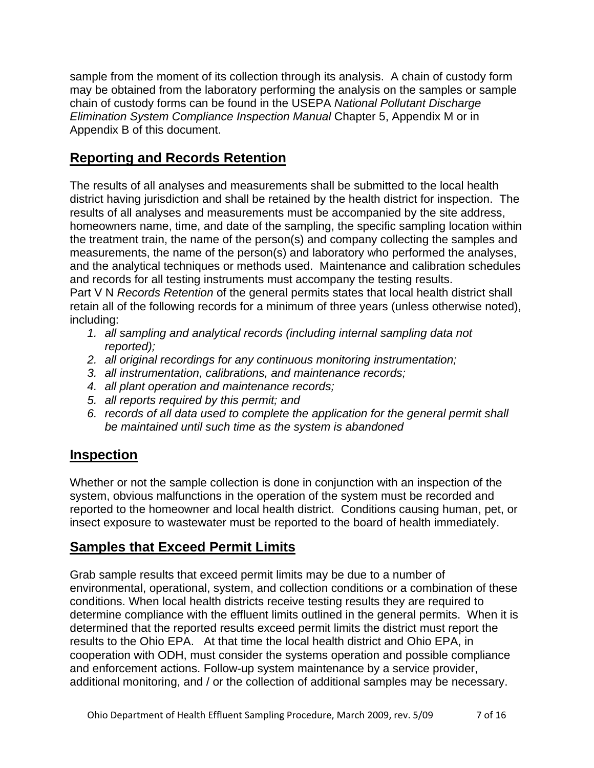sample from the moment of its collection through its analysis. A chain of custody form may be obtained from the laboratory performing the analysis on the samples or sample chain of custody forms can be found in the USEPA *National Pollutant Discharge Elimination System Compliance Inspection Manual* Chapter 5, Appendix M or in Appendix B of this document.

## Reporting and Records Retention

The results of all analyses and measurements shall be submitted to the local health district having jurisdiction and shall be retained by the health district for inspection. The results of all analyses and measurements must be accompanied by the site address, homeowners name, time, and date of the sampling, the specific sampling location within the treatment train, the name of the person(s) and company collecting the samples and measurements, the name of the person(s) and laboratory who performed the analyses, and the analytical techniques or methods used. Maintenance and calibration schedules and records for all testing instruments must accompany the testing results.

Part V N *Records Retention* of the general permits states that local health district shall retain all of the following records for a minimum of three years (unless otherwise noted), including:

1. *all sampling and analytical records (including internal sampling data not reported);*
2. *all original recordings for any continuous monitoring instrumentation;*
3. *all instrumentation, calibrations, and maintenance records;*
4. *all plant operation and maintenance records;*
5. *all reports required by this permit; and*
6. *records of all data used to complete the application for the general permit shall be maintained until such time as the system is abandoned*

## Inspection

Whether or not the sample collection is done in conjunction with an inspection of the system, obvious malfunctions in the operation of the system must be recorded and reported to the homeowner and local health district. Conditions causing human, pet, or insect exposure to wastewater must be reported to the board of health immediately.

## Samples that Exceed Permit Limits

Grab sample results that exceed permit limits may be due to a number of environmental, operational, system, and collection conditions or a combination of these conditions. When local health districts receive testing results they are required to determine compliance with the effluent limits outlined in the general permits. When it is determined that the reported results exceed permit limits the district must report the results to the Ohio EPA. At that time the local health district and Ohio EPA, in cooperation with ODH, must consider the systems operation and possible compliance and enforcement actions. Follow-up system maintenance by a service provider, additional monitoring, and / or the collection of additional samples may be necessary.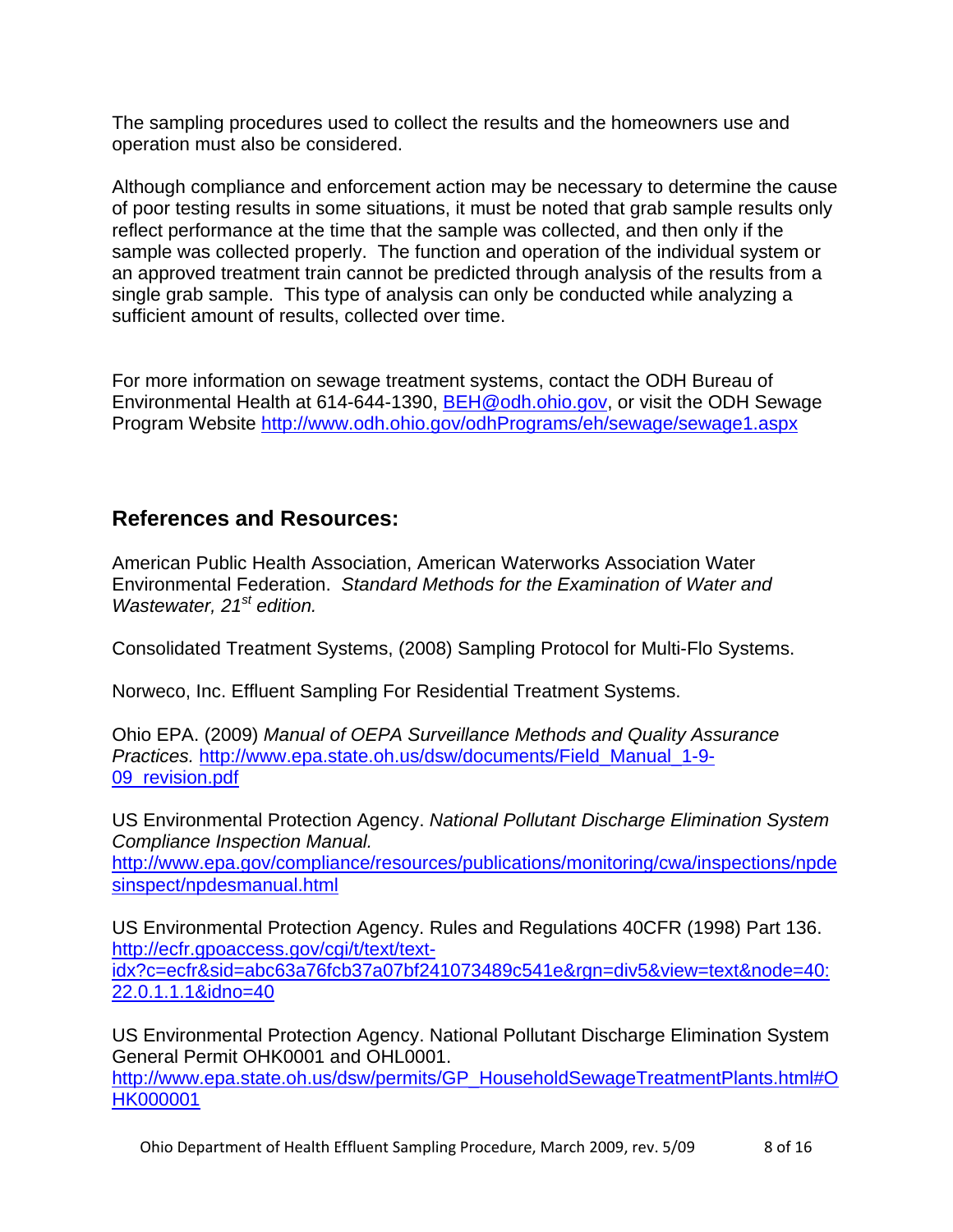The sampling procedures used to collect the results and the homeowners use and operation must also be considered.

Although compliance and enforcement action may be necessary to determine the cause of poor testing results in some situations, it must be noted that grab sample results only reflect performance at the time that the sample was collected, and then only if the sample was collected properly. The function and operation of the individual system or an approved treatment train cannot be predicted through analysis of the results from a single grab sample. This type of analysis can only be conducted while analyzing a sufficient amount of results, collected over time.

For more information on sewage treatment systems, contact the ODH Bureau of Environmental Health at 614-644-1390, BEH@odh.ohio.gov, or visit the ODH Sewage Program Website http://www.odh.ohio.gov/odhPrograms/eh/sewage/sewage1.aspx

## References and Resources:

American Public Health Association, American Waterworks Association Water Environmental Federation. *Standard Methods for the Examination of Water and Wastewater, 21st edition.*

Consolidated Treatment Systems, (2008) Sampling Protocol for Multi-Flo Systems.

Norweco, Inc. Effluent Sampling For Residential Treatment Systems.

Ohio EPA. (2009) *Manual of OEPA Surveillance Methods and Quality Assurance Practices.* http://www.epa.state.oh.us/dsw/documents/Field_Manual_1-9-09_revision.pdf

US Environmental Protection Agency. *National Pollutant Discharge Elimination System Compliance Inspection Manual.* http://www.epa.gov/compliance/resources/publications/monitoring/cwa/inspections/npdesinspect/npdesmanual.html

US Environmental Protection Agency. Rules and Regulations 40CFR (1998) Part 136. http://ecfr.gpoaccess.gov/cgi/t/text/text-idx?c=ecfr&sid=abc63a76fcb37a07bf241073489c541e&rgn=div5&view=text&node=40:22.0.1.1.1&idno=40

US Environmental Protection Agency. National Pollutant Discharge Elimination System General Permit OHK0001 and OHL0001. http://www.epa.state.oh.us/dsw/permits/GP_HouseholdSewageTreatmentPlants.html#OHK000001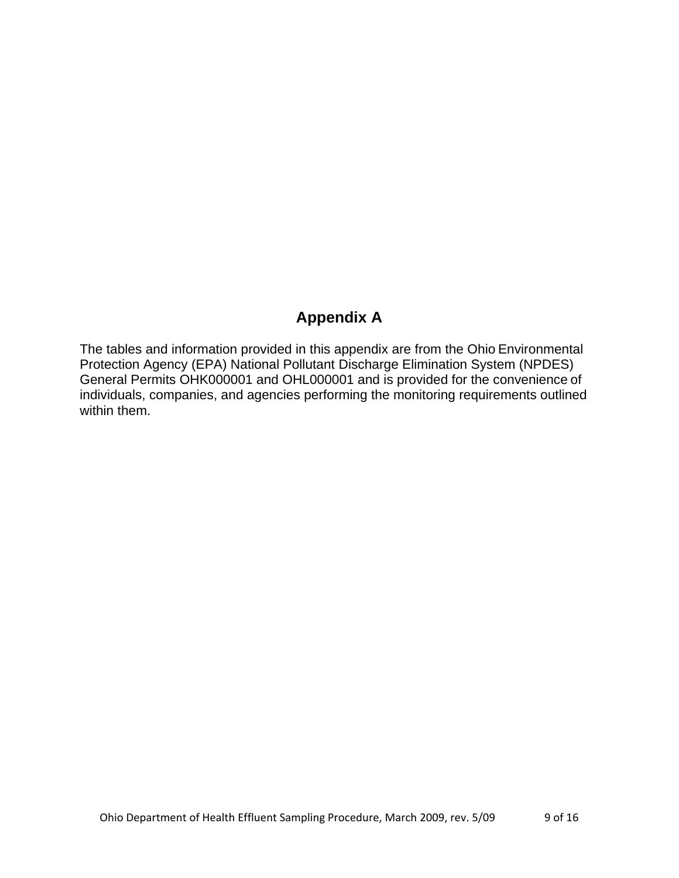# Appendix A

The tables and information provided in this appendix are from the Ohio Environmental Protection Agency (EPA) National Pollutant Discharge Elimination System (NPDES) General Permits OHK000001 and OHL000001 and is provided for the convenience of individuals, companies, and agencies performing the monitoring requirements outlined within them.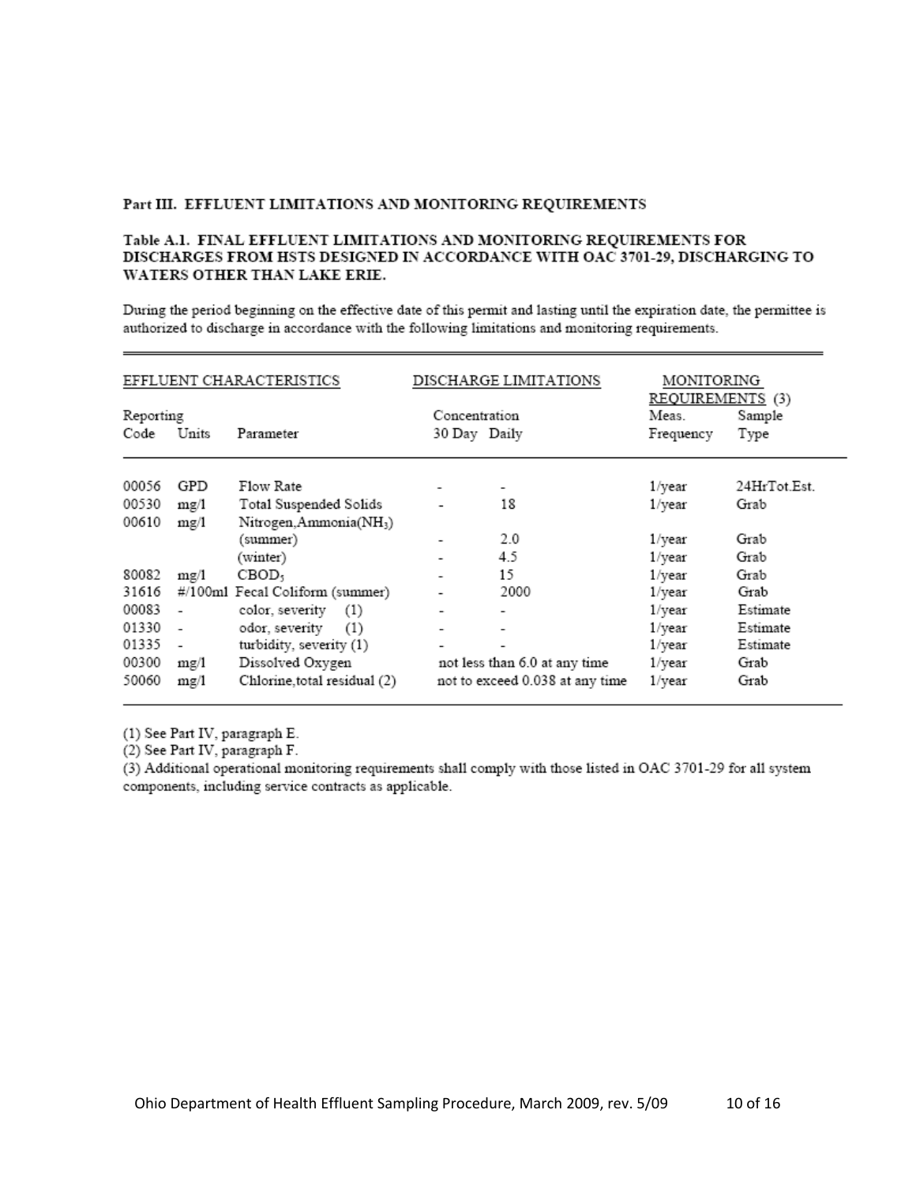## Part III. EFFLUENT LIMITATIONS AND MONITORING REQUIREMENTS

### Table A.1. FINAL EFFLUENT LIMITATIONS AND MONITORING REQUIREMENTS FOR DISCHARGES FROM HSTS DESIGNED IN ACCORDANCE WITH OAC 3701-29, DISCHARGING TO WATERS OTHER THAN LAKE ERIE.

During the period beginning on the effective date of this permit and lasting until the expiration date, the permittee is authorized to discharge in accordance with the following limitations and monitoring requirements.

| EFFLUENT CHARACTERISTICS | | | DISCHARGE LIMITATIONS | | MONITORING REQUIREMENTS (3) | |
|---|---|---|---|---|---|---|
| Reporting Code | Units | Parameter | Concentration 30 Day | Daily | Meas. Frequency | Sample Type |
| 00056 | GPD | Flow Rate | - | - | 1/year | 24HrTot.Est. |
| 00530 | mg/l | Total Suspended Solids | - | 18 | 1/year | Grab |
| 00610 | mg/l | Nitrogen,Ammonia($NH_3$) | | | | |
| | | (summer) | - | 2.0 | 1/year | Grab |
| | | (winter) | - | 4.5 | 1/year | Grab |
| 80082 | mg/l | $CBOD_5$ | - | 15 | 1/year | Grab |
| 31616 | #/100ml | Fecal Coliform (summer) | - | 2000 | 1/year | Grab |
| 00083 | - | color, severity (1) | - | - | 1/year | Estimate |
| 01330 | - | odor, severity (1) | - | - | 1/year | Estimate |
| 01335 | - | turbidity, severity (1) | - | - | 1/year | Estimate |
| 00300 | mg/l | Dissolved Oxygen | not less than 6.0 at any time | | 1/year | Grab |
| 50060 | mg/l | Chlorine,total residual (2) | not to exceed 0.038 at any time | | 1/year | Grab |

(1) See Part IV, paragraph E.

(2) See Part IV, paragraph F.

(3) Additional operational monitoring requirements shall comply with those listed in OAC 3701-29 for all system components, including service contracts as applicable.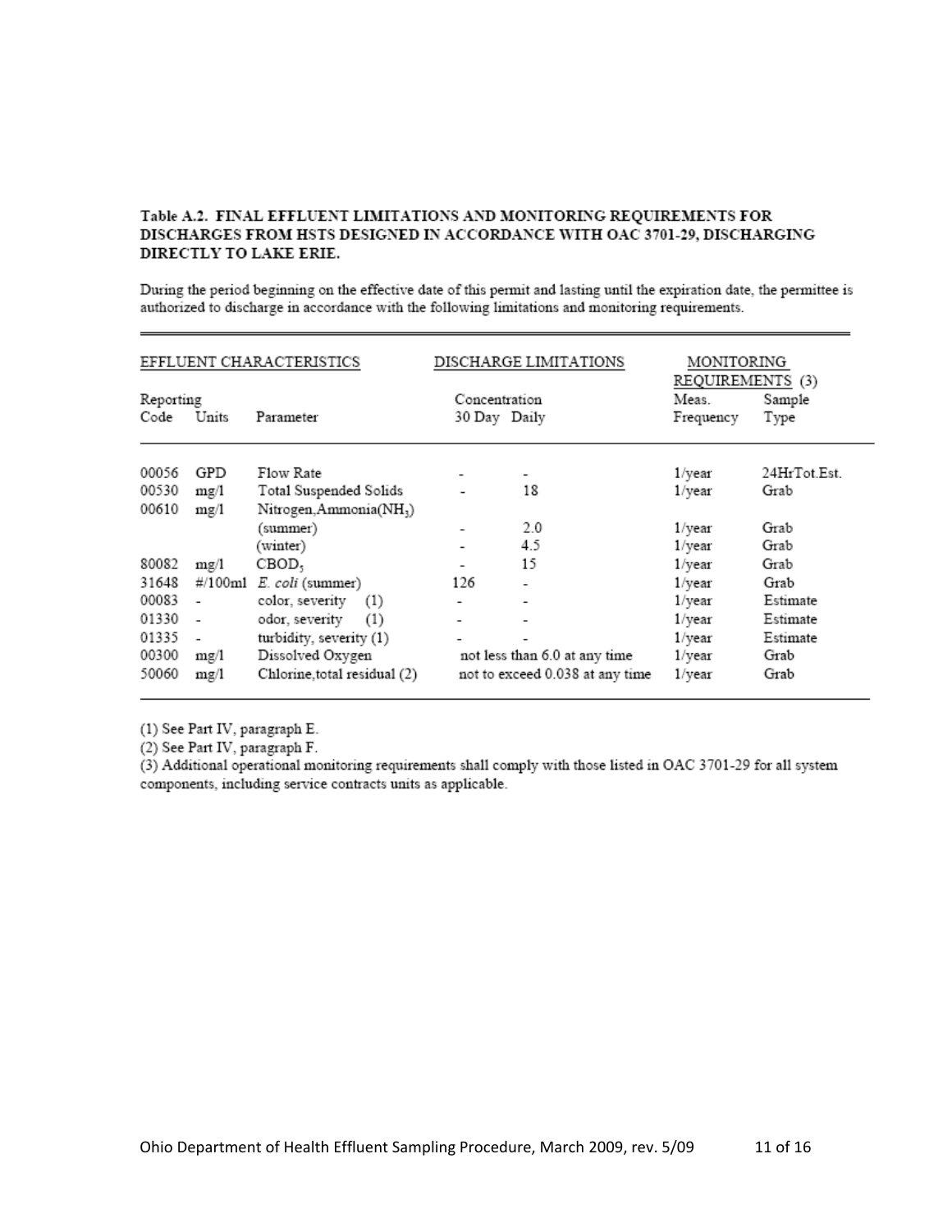**Table A.2. FINAL EFFLUENT LIMITATIONS AND MONITORING REQUIREMENTS FOR DISCHARGES FROM HSTS DESIGNED IN ACCORDANCE WITH OAC 3701-29, DISCHARGING DIRECTLY TO LAKE ERIE.**

During the period beginning on the effective date of this permit and lasting until the expiration date, the permittee is authorized to discharge in accordance with the following limitations and monitoring requirements.

| EFFLUENT CHARACTERISTICS | | | DISCHARGE LIMITATIONS | | MONITORING REQUIREMENTS (3) | |
|---|---|---|---|---|---|---|
| Reporting Code | Units | Parameter | Concentration 30 Day | Daily | Meas. Frequency | Sample Type |
| 00056 | GPD | Flow Rate | - | - | 1/year | 24HrTot.Est. |
| 00530 | mg/l | Total Suspended Solids | - | 18 | 1/year | Grab |
| 00610 | mg/l | Nitrogen,Ammonia($NH_3$) | | | | |
| | | (summer) | - | 2.0 | 1/year | Grab |
| | | (winter) | - | 4.5 | 1/year | Grab |
| 80082 | mg/l | $CBOD_5$ | - | 15 | 1/year | Grab |
| 31648 | #/100ml | *E. coli* (summer) | 126 | - | 1/year | Grab |
| 00083 | - | color, severity (1) | - | - | 1/year | Estimate |
| 01330 | - | odor, severity (1) | - | - | 1/year | Estimate |
| 01335 | - | turbidity, severity (1) | - | - | 1/year | Estimate |
| 00300 | mg/l | Dissolved Oxygen | not less than 6.0 at any time | | 1/year | Grab |
| 50060 | mg/l | Chlorine,total residual (2) | not to exceed 0.038 at any time | | 1/year | Grab |

(1) See Part IV, paragraph E.

(2) See Part IV, paragraph F.

(3) Additional operational monitoring requirements shall comply with those listed in OAC 3701-29 for all system components, including service contracts units as applicable.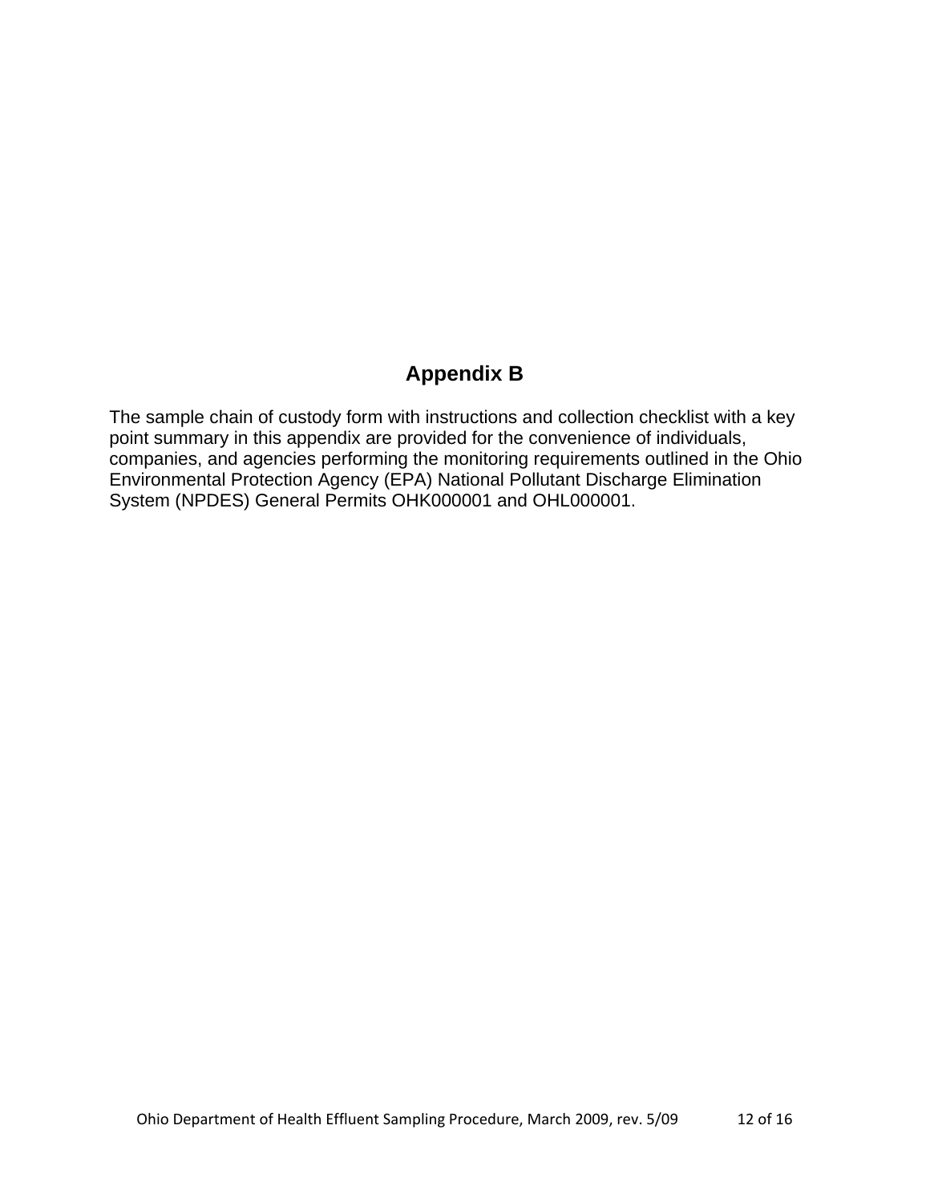# Appendix B

The sample chain of custody form with instructions and collection checklist with a key point summary in this appendix are provided for the convenience of individuals, companies, and agencies performing the monitoring requirements outlined in the Ohio Environmental Protection Agency (EPA) National Pollutant Discharge Elimination System (NPDES) General Permits OHK000001 and OHL000001.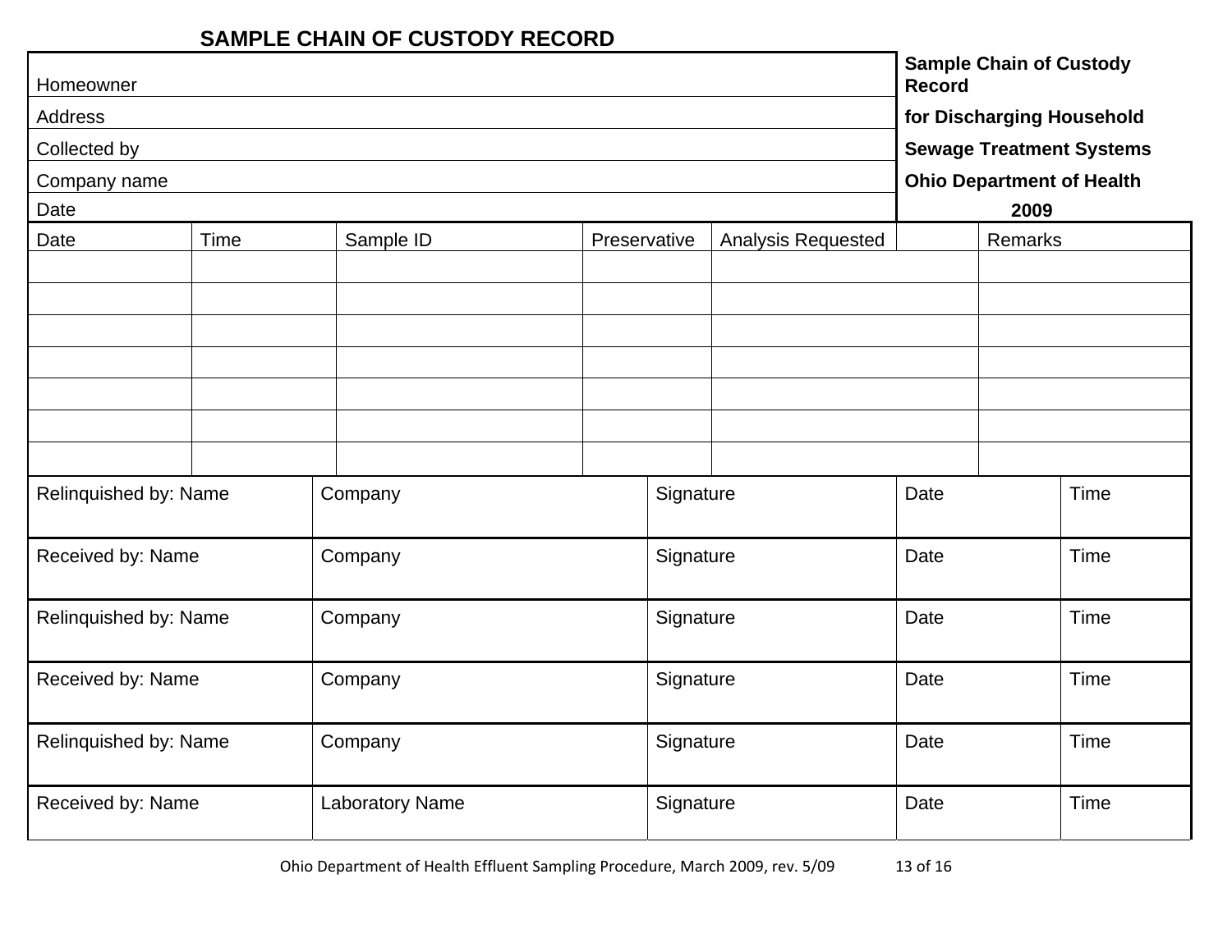## SAMPLE CHAIN OF CUSTODY RECORD

| Homeowner | **Sample Chain of Custody Record** |
|---|---|
| Address | **for Discharging Household** |
| Collected by | **Sewage Treatment Systems** |
| Company name | **Ohio Department of Health** |
| Date | **2009** |

| Date | Time | Sample ID | Preservative | Analysis Requested | Remarks |
|---|---|---|---|---|---|
| | | | | | |
| | | | | | |
| | | | | | |
| | | | | | |
| | | | | | |
| | | | | | |
| | | | | | |

| Relinquished by: Name | Company | Signature | Date | Time |
|---|---|---|---|---|
| Received by: Name | Company | Signature | Date | Time |
| Relinquished by: Name | Company | Signature | Date | Time |
| Received by: Name | Company | Signature | Date | Time |
| Relinquished by: Name | Company | Signature | Date | Time |
| Received by: Name | Laboratory Name | Signature | Date | Time |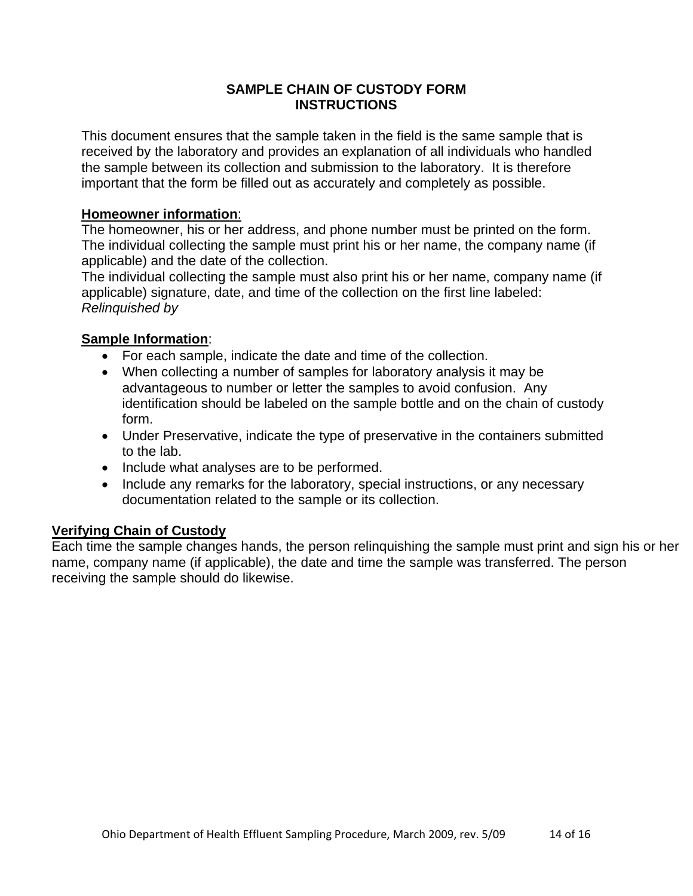# SAMPLE CHAIN OF CUSTODY FORM
# INSTRUCTIONS

This document ensures that the sample taken in the field is the same sample that is received by the laboratory and provides an explanation of all individuals who handled the sample between its collection and submission to the laboratory. It is therefore important that the form be filled out as accurately and completely as possible.

**Homeowner information**:

The homeowner, his or her address, and phone number must be printed on the form. The individual collecting the sample must print his or her name, the company name (if applicable) and the date of the collection.

The individual collecting the sample must also print his or her name, company name (if applicable) signature, date, and time of the collection on the first line labeled: *Relinquished by*

**Sample Information**:

- For each sample, indicate the date and time of the collection.
- When collecting a number of samples for laboratory analysis it may be advantageous to number or letter the samples to avoid confusion. Any identification should be labeled on the sample bottle and on the chain of custody form.
- Under Preservative, indicate the type of preservative in the containers submitted to the lab.
- Include what analyses are to be performed.
- Include any remarks for the laboratory, special instructions, or any necessary documentation related to the sample or its collection.

**Verifying Chain of Custody**

Each time the sample changes hands, the person relinquishing the sample must print and sign his or her name, company name (if applicable), the date and time the sample was transferred. The person receiving the sample should do likewise.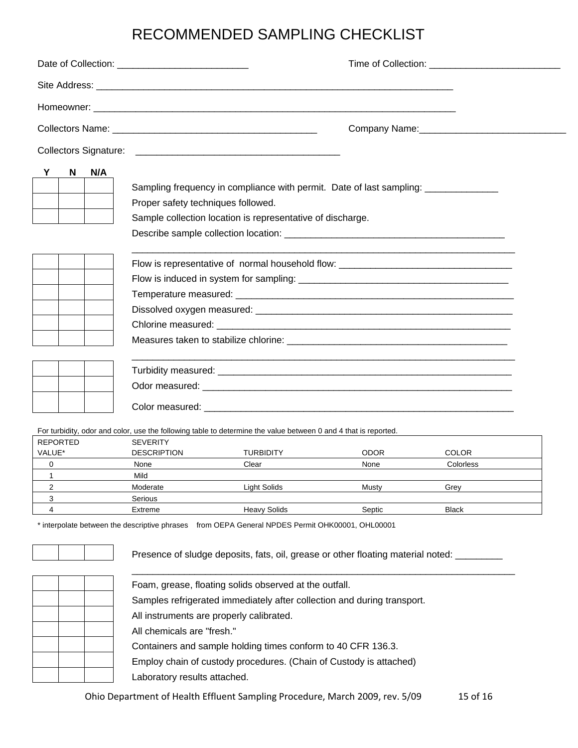# RECOMMENDED SAMPLING CHECKLIST

Date of Collection: _________________________ Time of Collection: _________________________

Site Address: ________________________________________________________________________

Homeowner: _________________________________________________________________________

Collectors Name: ________________________________________ Company Name:____________________________

Collectors Signature: _______________________________________

| Y | N | N/A | |
|---|---|---|---|
| | | | Sampling frequency in compliance with permit. Date of last sampling: ______________ |
| | | | Proper safety techniques followed. |
| | | | Sample collection location is representative of discharge. |
| | | | Describe sample collection location: ___________________________________________ _____________________________________________________________________________ |
| | | | Flow is representative of normal household flow: _________________________________ |
| | | | Flow is induced in system for sampling: ________________________________________ |
| | | | Temperature measured: ______________________________________________________ |
| | | | Dissolved oxygen measured: __________________________________________________ |
| | | | Chlorine measured: ___________________________________________________________ |
| | | | Measures taken to stabilize chlorine: ___________________________________________ _____________________________________________________________________________ |
| | | | Turbidity measured: __________________________________________________________ |
| | | | Odor measured: ______________________________________________________________ |
| | | | Color measured: ______________________________________________________________ |

For turbidity, odor and color, use the following table to determine the value between 0 and 4 that is reported.

| REPORTED VALUE* | SEVERITY DESCRIPTION | TURBIDITY | ODOR | COLOR |
|---|---|---|---|---|
| 0 | None | Clear | None | Colorless |
| 1 | Mild | | | |
| 2 | Moderate | Light Solids | Musty | Grey |
| 3 | Serious | | | |
| 4 | Extreme | Heavy Solids | Septic | Black |

\* interpolate between the descriptive phrases from OEPA General NPDES Permit OHK00001, OHL00001

| Y | N | N/A | |
|---|---|---|---|
| | | | Presence of sludge deposits, fats, oil, grease or other floating material noted: _________ _____________________________________________________________________________ |
| | | | Foam, grease, floating solids observed at the outfall. |
| | | | Samples refrigerated immediately after collection and during transport. |
| | | | All instruments are properly calibrated. |
| | | | All chemicals are "fresh." |
| | | | Containers and sample holding times conform to 40 CFR 136.3. |
| | | | Employ chain of custody procedures. (Chain of Custody is attached) |
| | | | Laboratory results attached. |

Ohio Department of Health Effluent Sampling Procedure, March 2009, rev. 5/09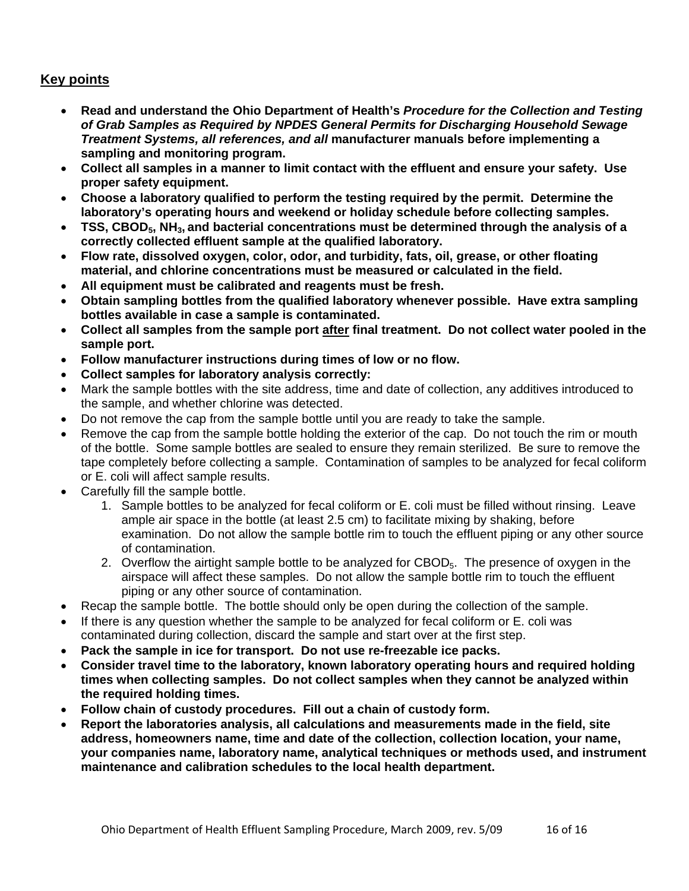## Key points

- **Read and understand the Ohio Department of Health's *Procedure for the Collection and Testing of Grab Samples as Required by NPDES General Permits for Discharging Household Sewage Treatment Systems, all references, and all* manufacturer manuals before implementing a sampling and monitoring program.**
- **Collect all samples in a manner to limit contact with the effluent and ensure your safety. Use proper safety equipment.**
- **Choose a laboratory qualified to perform the testing required by the permit. Determine the laboratory's operating hours and weekend or holiday schedule before collecting samples.**
- **TSS, $CBOD_5$, $NH_3$, and bacterial concentrations must be determined through the analysis of a correctly collected effluent sample at the qualified laboratory.**
- **Flow rate, dissolved oxygen, color, odor, and turbidity, fats, oil, grease, or other floating material, and chlorine concentrations must be measured or calculated in the field.**
- **All equipment must be calibrated and reagents must be fresh.**
- **Obtain sampling bottles from the qualified laboratory whenever possible. Have extra sampling bottles available in case a sample is contaminated.**
- **Collect all samples from the sample port <u>after</u> final treatment. Do not collect water pooled in the sample port.**
- **Follow manufacturer instructions during times of low or no flow.**
- **Collect samples for laboratory analysis correctly:**
- Mark the sample bottles with the site address, time and date of collection, any additives introduced to the sample, and whether chlorine was detected.
- Do not remove the cap from the sample bottle until you are ready to take the sample.
- Remove the cap from the sample bottle holding the exterior of the cap. Do not touch the rim or mouth of the bottle. Some sample bottles are sealed to ensure they remain sterilized. Be sure to remove the tape completely before collecting a sample. Contamination of samples to be analyzed for fecal coliform or E. coli will affect sample results.
- Carefully fill the sample bottle.
    1. Sample bottles to be analyzed for fecal coliform or E. coli must be filled without rinsing. Leave ample air space in the bottle (at least 2.5 cm) to facilitate mixing by shaking, before examination. Do not allow the sample bottle rim to touch the effluent piping or any other source of contamination.
    2. Overflow the airtight sample bottle to be analyzed for $CBOD_5$. The presence of oxygen in the airspace will affect these samples. Do not allow the sample bottle rim to touch the effluent piping or any other source of contamination.
- Recap the sample bottle. The bottle should only be open during the collection of the sample.
- If there is any question whether the sample to be analyzed for fecal coliform or E. coli was contaminated during collection, discard the sample and start over at the first step.
- **Pack the sample in ice for transport. Do not use re-freezable ice packs.**
- **Consider travel time to the laboratory, known laboratory operating hours and required holding times when collecting samples. Do not collect samples when they cannot be analyzed within the required holding times.**
- **Follow chain of custody procedures. Fill out a chain of custody form.**
- **Report the laboratories analysis, all calculations and measurements made in the field, site address, homeowners name, time and date of the collection, collection location, your name, your companies name, laboratory name, analytical techniques or methods used, and instrument maintenance and calibration schedules to the local health department.**